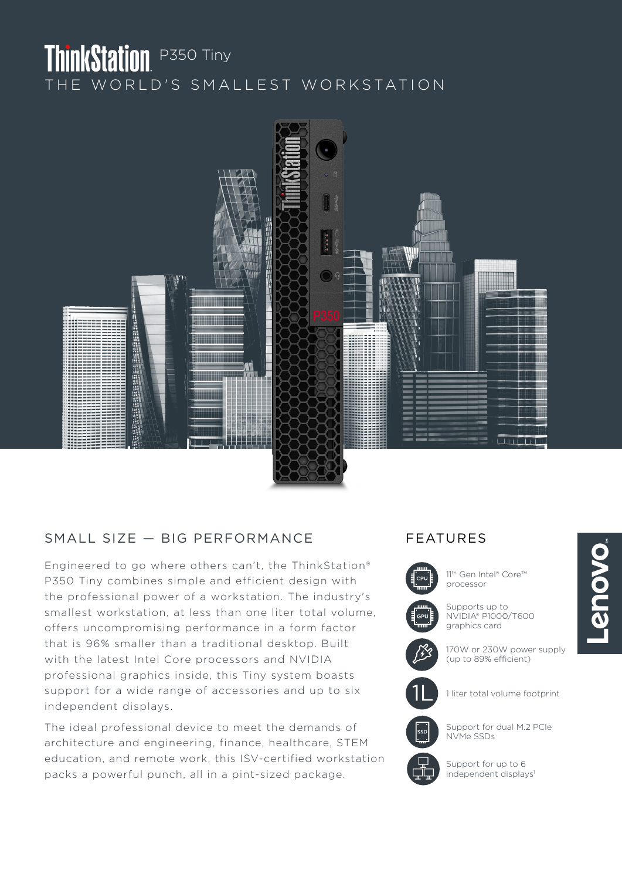# ThinkStation P350 Tiny

THE WORLD'S SMALLEST WORKSTATION

## SMALL SIZE — BIG PERFORMANCE

Engineered to go where others can't, the ThinkStation® P350 Tiny combines simple and efficient design with the professional power of a workstation. The industry's smallest workstation, at less than one liter total volume, offers uncompromising performance in a form factor that is 96% smaller than a traditional desktop. Built with the latest Intel Core processors and NVIDIA professional graphics inside, this Tiny system boasts support for a wide range of accessories and up to six independent displays.

The ideal professional device to meet the demands of architecture and engineering, finance, healthcare, STEM education, and remote work, this ISV-certified workstation packs a powerful punch, all in a pint-sized package.

## FEATURES

- 11th Gen Intel® Core™ processor
- Supports up to NVIDIA® P1000/T600 graphics card
- 170W or 230W power supply (up to 89% efficient)
- 1 liter total volume footprint
- Support for dual M.2 PCIe NVMe SSDs
- Support for up to 6 independent displays[1]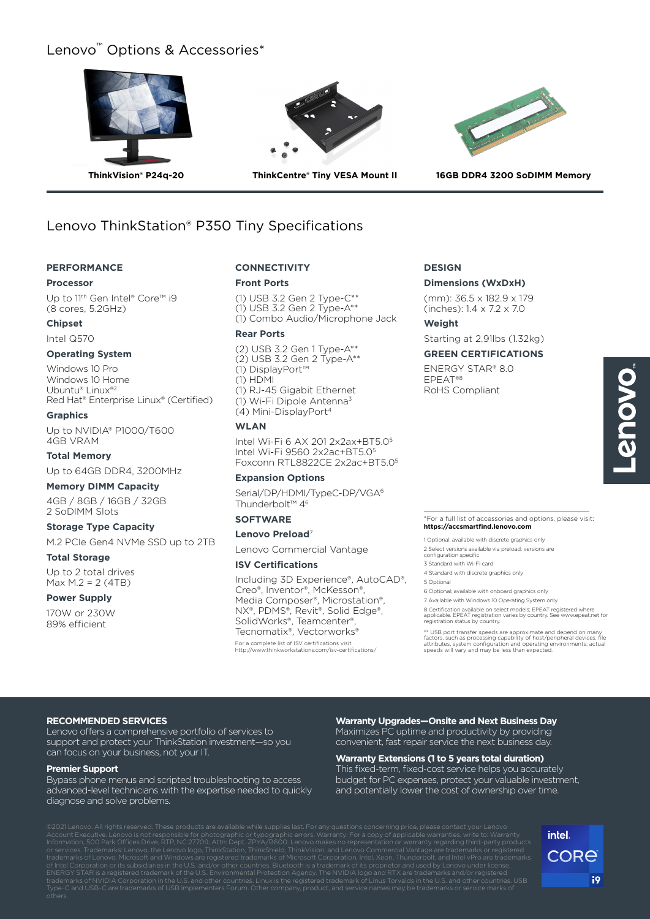## Lenovo™ Options & Accessories*

**ThinkVision® P24q-20**

**ThinkCentre® Tiny VESA Mount II**

**16GB DDR4 3200 SoDIMM Memory**

## Lenovo ThinkStation® P350 Tiny Specifications

### PERFORMANCE

**Processor**

Up to 11th Gen Intel® Core™ i9
(8 cores, 5.2GHz)

**Chipset**

Intel Q570

**Operating System**

Windows 10 Pro
Windows 10 Home
Ubuntu® Linux®[2]
Red Hat® Enterprise Linux® (Certified)

**Graphics**

Up to NVIDIA® P1000/T600
4GB VRAM

**Total Memory**

Up to 64GB DDR4, 3200MHz

**Memory DIMM Capacity**

4GB / 8GB / 16GB / 32GB
2 SoDIMM Slots

**Storage Type Capacity**

M.2 PCIe Gen4 NVMe SSD up to 2TB

**Total Storage**

Up to 2 total drives
Max M.2 = 2 (4TB)

**Power Supply**

170W or 230W
89% efficient

### CONNECTIVITY

**Front Ports**

(1) USB 3.2 Gen 2 Type-C**
(1) USB 3.2 Gen 2 Type-A**
(1) Combo Audio/Microphone Jack

**Rear Ports**

(2) USB 3.2 Gen 1 Type-A**
(2) USB 3.2 Gen 2 Type-A**
(1) DisplayPort™
(1) HDMI
(1) RJ-45 Gigabit Ethernet
(1) Wi-Fi Dipole Antenna[3]
(4) Mini-DisplayPort[4]

**WLAN**

Intel Wi-Fi 6 AX 201 2x2ax+BT5.0[5]
Intel Wi-Fi 9560 2x2ac+BT5.0[5]
Foxconn RTL8822CE 2x2ac+BT5.0[5]

**Expansion Options**

Serial/DP/HDMI/TypeC-DP/VGA[6]
Thunderbolt™ 4[6]

### SOFTWARE

**Lenovo Preload**[7]

Lenovo Commercial Vantage

**ISV Certifications**

Including 3D Experience®, AutoCAD®, Creo®, Inventor®, McKesson®, Media Composer®, Microstation®, NX®, PDMS®, Revit®, Solid Edge®, SolidWorks®, Teamcenter®, Tecnomatix®, Vectorworks®

For a complete list of ISV certifications visit http://www.thinkworkstations.com/isv-certifications/

### DESIGN

**Dimensions (WxDxH)**

(mm): 36.5 x 182.9 x 179
(inches): 1.4 x 7.2 x 7.0

**Weight**

Starting at 2.91lbs (1.32kg)

### GREEN CERTIFICATIONS

ENERGY STAR® 8.0
EPEAT®[8]
RoHS Compliant

*For a full list of accessories and options, please visit: **https://accsmartfind.lenovo.com**

1 Optional; available with discrete graphics only
2 Select versions available via preload; versions are configuration specific
3 Standard with Wi-Fi card
4 Standard with discrete graphics only
5 Optional
6 Optional; available with onboard graphics only
7 Available with Windows 10 Operating System only
8 Certification available on select models; EPEAT registered where applicable. EPEAT registration varies by country. See www.epeat.net for registration status by country.

** USB port transfer speeds are approximate and depend on many factors, such as processing capability of host/peripheral devices, file attributes, system configuration and operating environments; actual speeds will vary and may be less than expected.

### RECOMMENDED SERVICES

Lenovo offers a comprehensive portfolio of services to support and protect your ThinkStation investment—so you can focus on your business, not your IT.

**Premier Support**

Bypass phone menus and scripted troubleshooting to access advanced-level technicians with the expertise needed to quickly diagnose and solve problems.

**Warranty Upgrades—Onsite and Next Business Day**

Maximizes PC uptime and productivity by providing convenient, fast repair service the next business day.

**Warranty Extensions (1 to 5 years total duration)**

This fixed-term, fixed-cost service helps you accurately budget for PC expenses, protect your valuable investment, and potentially lower the cost of ownership over time.

©2021 Lenovo. All rights reserved. These products are available while supplies last. For any questions concerning price, please contact your Lenovo Account Executive. Lenovo is not responsible for photographic or typographic errors. Warranty: For a copy of applicable warranties, write to: Warranty Information, 500 Park Offices Drive, RTP, NC 27709, Attn: Dept. ZPYA/B600. Lenovo makes no representation or warranty regarding third-party products or services. Trademarks: Lenovo, the Lenovo logo, ThinkStation, ThinkShield, ThinkVision, and Lenovo Commercial Vantage are trademarks or registered trademarks of Lenovo. Microsoft and Windows are registered trademarks of Microsoft Corporation. Intel, Xeon, Thunderbolt, and Intel vPro are trademarks of Intel Corporation or its subsidiaries in the U.S. and/or other countries. Bluetooth is a trademark of its proprietor and used by Lenovo under license. ENERGY STAR is a registered trademark of the U.S. Environmental Protection Agency. The NVIDIA logo and RTX are trademarks and/or registered trademarks of NVIDIA Corporation in the U.S. and other countries. Linux is the registered trademark of Linus Torvalds in the U.S. and other countries. USB Type-C and USB-C are trademarks of USB Implementers Forum. Other company, product, and service names may be trademarks or service marks of others.